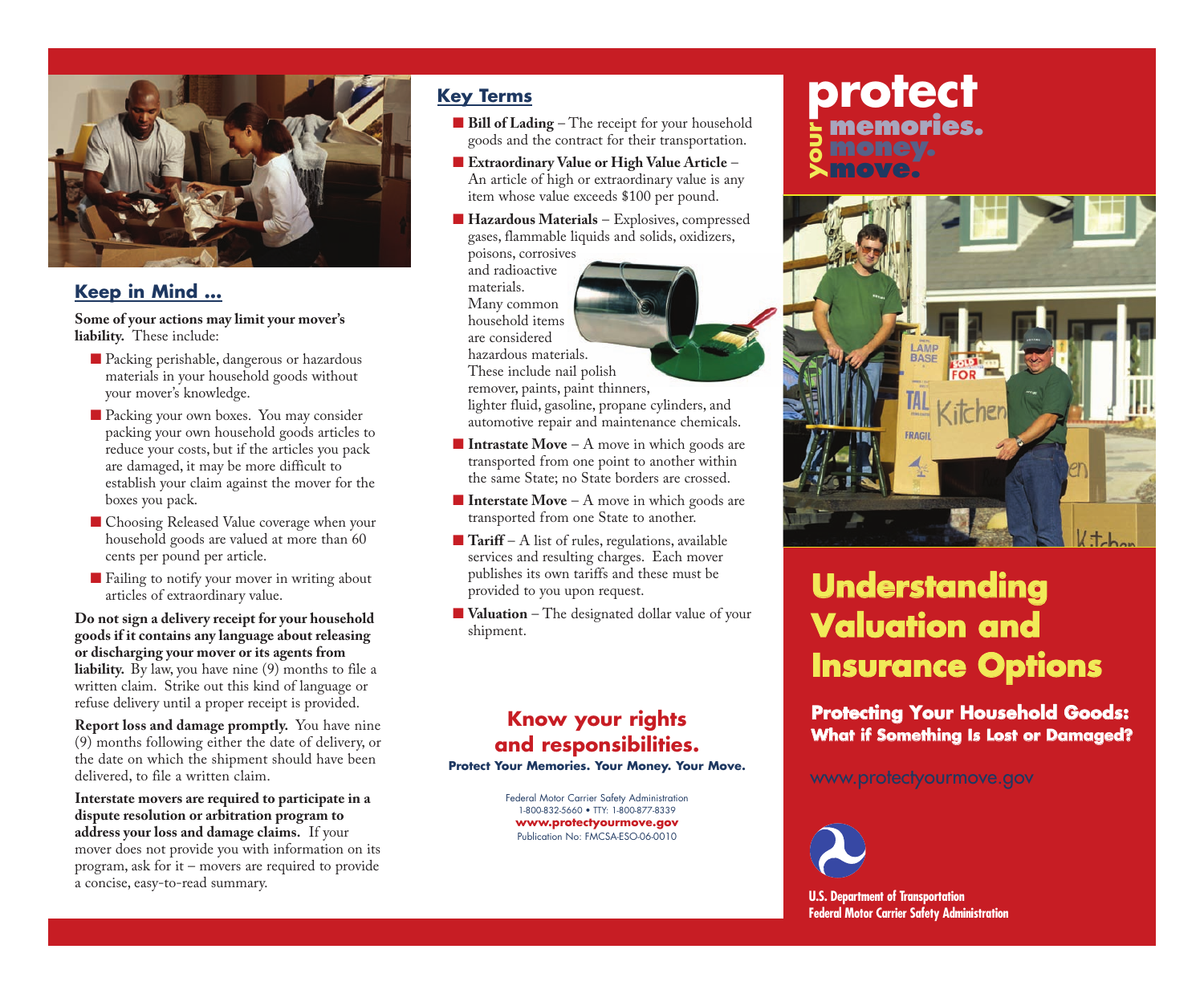## Keep in Mind ...

**Some of your actions may limit your mover's liability.** These include:

- Packing perishable, dangerous or hazardous materials in your household goods without your mover's knowledge.
- Packing your own boxes. You may consider packing your own household goods articles to reduce your costs, but if the articles you pack are damaged, it may be more difficult to establish your claim against the mover for the boxes you pack.
- Choosing Released Value coverage when your household goods are valued at more than 60 cents per pound per article.
- Failing to notify your mover in writing about articles of extraordinary value.

**Do not sign a delivery receipt for your household goods if it contains any language about releasing or discharging your mover or its agents from liability.** By law, you have nine (9) months to file a written claim. Strike out this kind of language or refuse delivery until a proper receipt is provided.

**Report loss and damage promptly.** You have nine (9) months following either the date of delivery, or the date on which the shipment should have been delivered, to file a written claim.

**Interstate movers are required to participate in a dispute resolution or arbitration program to address your loss and damage claims.** If your mover does not provide you with information on its program, ask for it – movers are required to provide a concise, easy-to-read summary.

## Key Terms

- **Bill of Lading** – The receipt for your household goods and the contract for their transportation.
- **Extraordinary Value or High Value Article** – An article of high or extraordinary value is any item whose value exceeds $100 per pound.
- **Hazardous Materials** – Explosives, compressed gases, flammable liquids and solids, oxidizers, poisons, corrosives and radioactive materials. Many common household items are considered hazardous materials. These include nail polish remover, paints, paint thinners, lighter fluid, gasoline, propane cylinders, and automotive repair and maintenance chemicals.
- **Intrastate Move** – A move in which goods are transported from one point to another within the same State; no State borders are crossed.
- **Interstate Move** – A move in which goods are transported from one State to another.
- **Tariff** – A list of rules, regulations, available services and resulting charges. Each mover publishes its own tariffs and these must be provided to you upon request.
- **Valuation** – The designated dollar value of your shipment.

**Know your rights and responsibilities.**

**Protect Your Memories. Your Money. Your Move.**

Federal Motor Carrier Safety Administration
1-800-832-5660 • TTY: 1-800-877-8339
**www.protectyourmove.gov**
Publication No: FMCSA-ESO-06-0010

# protect your memories. money. move.

# Understanding Valuation and Insurance Options

**Protecting Your Household Goods: What if Something Is Lost or Damaged?**

www.protectyourmove.gov

**U.S. Department of Transportation**
**Federal Motor Carrier Safety Administration**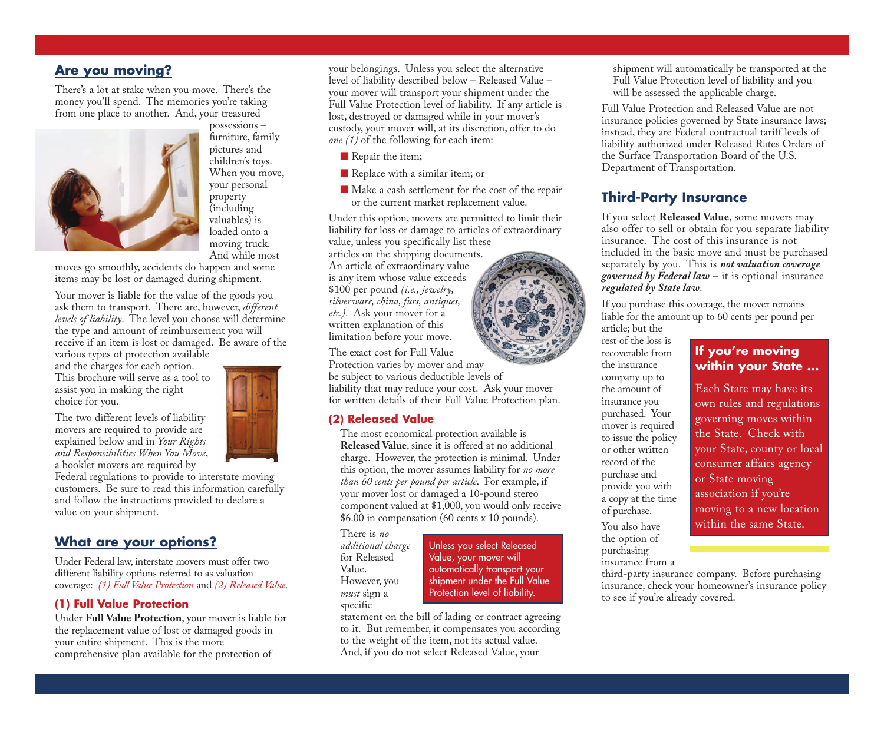## Are you moving?

There's a lot at stake when you move. There's the money you'll spend. The memories you're taking from one place to another. And, your treasured possessions – furniture, family pictures and children's toys. When you move, your personal property (including valuables) is loaded onto a moving truck. And while most moves go smoothly, accidents do happen and some items may be lost or damaged during shipment.

Your mover is liable for the value of the goods you ask them to transport. There are, however, *different levels of liability*. The level you choose will determine the type and amount of reimbursement you will receive if an item is lost or damaged. Be aware of the various types of protection available and the charges for each option. This brochure will serve as a tool to assist you in making the right choice for you.

The two different levels of liability movers are required to provide are explained below and in *Your Rights and Responsibilities When You Move*, a booklet movers are required by Federal regulations to provide to interstate moving customers. Be sure to read this information carefully and follow the instructions provided to declare a value on your shipment.

## What are your options?

Under Federal law, interstate movers must offer two different liability options referred to as valuation coverage: *(1) Full Value Protection* and *(2) Released Value*.

### (1) Full Value Protection

Under **Full Value Protection**, your mover is liable for the replacement value of lost or damaged goods in your entire shipment. This is the more comprehensive plan available for the protection of your belongings. Unless you select the alternative level of liability described below – Released Value – your mover will transport your shipment under the Full Value Protection level of liability. If any article is lost, destroyed or damaged while in your mover's custody, your mover will, at its discretion, offer to do *one (1)* of the following for each item:

- Repair the item;
- Replace with a similar item; or
- Make a cash settlement for the cost of the repair or the current market replacement value.

Under this option, movers are permitted to limit their liability for loss or damage to articles of extraordinary value, unless you specifically list these articles on the shipping documents. An article of extraordinary value is any item whose value exceeds $100 per pound *(i.e., jewelry, silverware, china, furs, antiques, etc.)*. Ask your mover for a written explanation of this limitation before your move.

The exact cost for Full Value Protection varies by mover and may be subject to various deductible levels of liability that may reduce your cost. Ask your mover for written details of their Full Value Protection plan.

### (2) Released Value

The most economical protection available is **Released Value**, since it is offered at no additional charge. However, the protection is minimal. Under this option, the mover assumes liability for *no more than 60 cents per pound per article*. For example, if your mover lost or damaged a 10-pound stereo component valued at $1,000, you would only receive $6.00 in compensation (60 cents x 10 pounds).

There is *no additional charge* for Released Value. However, you *must* sign a specific statement on the bill of lading or contract agreeing to it. But remember, it compensates you according to the weight of the item, not its actual value. And, if you do not select Released Value, your shipment will automatically be transported at the Full Value Protection level of liability and you will be assessed the applicable charge.

Unless you select Released Value, your mover will automatically transport your shipment under the Full Value Protection level of liability.

Full Value Protection and Released Value are not insurance policies governed by State insurance laws; instead, they are Federal contractual tariff levels of liability authorized under Released Rates Orders of the Surface Transportation Board of the U.S. Department of Transportation.

## Third-Party Insurance

If you select **Released Value**, some movers may also offer to sell or obtain for you separate liability insurance. The cost of this insurance is not included in the basic move and must be purchased separately by you. This is ***not valuation coverage governed by Federal law*** – it is optional insurance ***regulated by State law***.

If you purchase this coverage, the mover remains liable for the amount up to 60 cents per pound per article; but the rest of the loss is recoverable from the insurance company up to the amount of insurance you purchased. Your mover is required to issue the policy or other written record of the purchase and provide you with a copy at the time of purchase.

You also have the option of purchasing insurance from a third-party insurance company. Before purchasing insurance, check your homeowner's insurance policy to see if you're already covered.

### If you're moving within your State ...

Each State may have its own rules and regulations governing moves within the State. Check with your State, county or local consumer affairs agency or State moving association if you're moving to a new location within the same State.